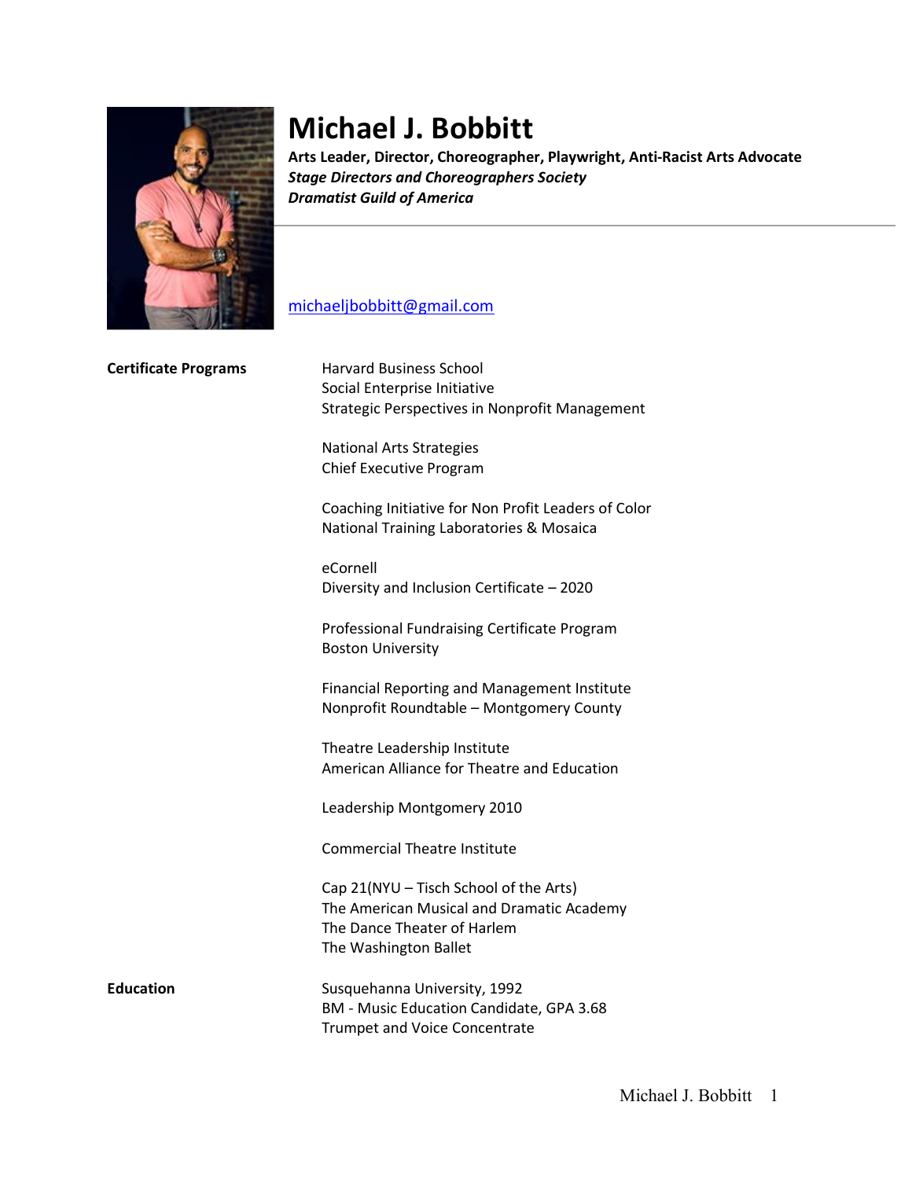# Michael J. Bobbitt

**Arts Leader, Director, Choreographer, Playwright, Anti-Racist Arts Advocate**
***Stage Directors and Choreographers Society***
***Dramatist Guild of America***

michaeljbobbitt@gmail.com

**Certificate Programs**

Harvard Business School
Social Enterprise Initiative
Strategic Perspectives in Nonprofit Management

National Arts Strategies
Chief Executive Program

Coaching Initiative for Non Profit Leaders of Color
National Training Laboratories & Mosaica

eCornell
Diversity and Inclusion Certificate – 2020

Professional Fundraising Certificate Program
Boston University

Financial Reporting and Management Institute
Nonprofit Roundtable – Montgomery County

Theatre Leadership Institute
American Alliance for Theatre and Education

Leadership Montgomery 2010

Commercial Theatre Institute

Cap 21(NYU – Tisch School of the Arts)
The American Musical and Dramatic Academy
The Dance Theater of Harlem
The Washington Ballet

**Education**

Susquehanna University, 1992
BM - Music Education Candidate, GPA 3.68
Trumpet and Voice Concentrate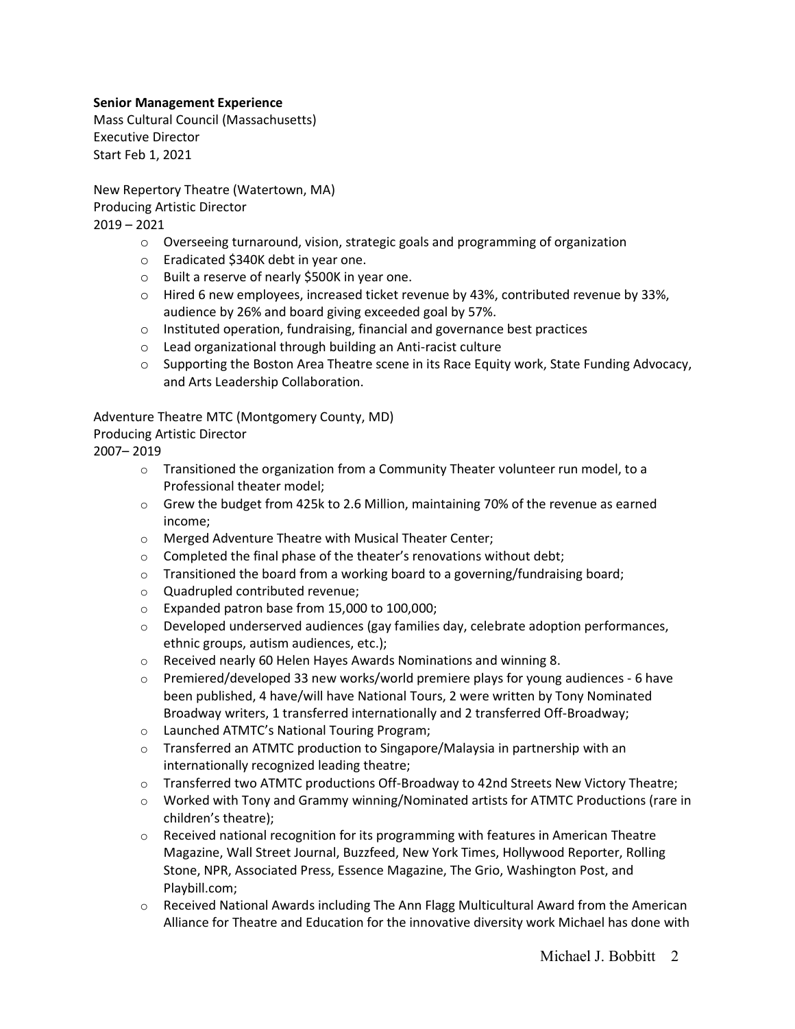**Senior Management Experience**

Mass Cultural Council (Massachusetts)
Executive Director
Start Feb 1, 2021

New Repertory Theatre (Watertown, MA)
Producing Artistic Director
2019 – 2021

- Overseeing turnaround, vision, strategic goals and programming of organization
- Eradicated $340K debt in year one.
- Built a reserve of nearly $500K in year one.
- Hired 6 new employees, increased ticket revenue by 43%, contributed revenue by 33%, audience by 26% and board giving exceeded goal by 57%.
- Instituted operation, fundraising, financial and governance best practices
- Lead organizational through building an Anti-racist culture
- Supporting the Boston Area Theatre scene in its Race Equity work, State Funding Advocacy, and Arts Leadership Collaboration.

Adventure Theatre MTC (Montgomery County, MD)
Producing Artistic Director
2007– 2019

- Transitioned the organization from a Community Theater volunteer run model, to a Professional theater model;
- Grew the budget from 425k to 2.6 Million, maintaining 70% of the revenue as earned income;
- Merged Adventure Theatre with Musical Theater Center;
- Completed the final phase of the theater's renovations without debt;
- Transitioned the board from a working board to a governing/fundraising board;
- Quadrupled contributed revenue;
- Expanded patron base from 15,000 to 100,000;
- Developed underserved audiences (gay families day, celebrate adoption performances, ethnic groups, autism audiences, etc.);
- Received nearly 60 Helen Hayes Awards Nominations and winning 8.
- Premiered/developed 33 new works/world premiere plays for young audiences - 6 have been published, 4 have/will have National Tours, 2 were written by Tony Nominated Broadway writers, 1 transferred internationally and 2 transferred Off-Broadway;
- Launched ATMTC's National Touring Program;
- Transferred an ATMTC production to Singapore/Malaysia in partnership with an internationally recognized leading theatre;
- Transferred two ATMTC productions Off-Broadway to 42nd Streets New Victory Theatre;
- Worked with Tony and Grammy winning/Nominated artists for ATMTC Productions (rare in children's theatre);
- Received national recognition for its programming with features in American Theatre Magazine, Wall Street Journal, Buzzfeed, New York Times, Hollywood Reporter, Rolling Stone, NPR, Associated Press, Essence Magazine, The Grio, Washington Post, and Playbill.com;
- Received National Awards including The Ann Flagg Multicultural Award from the American Alliance for Theatre and Education for the innovative diversity work Michael has done with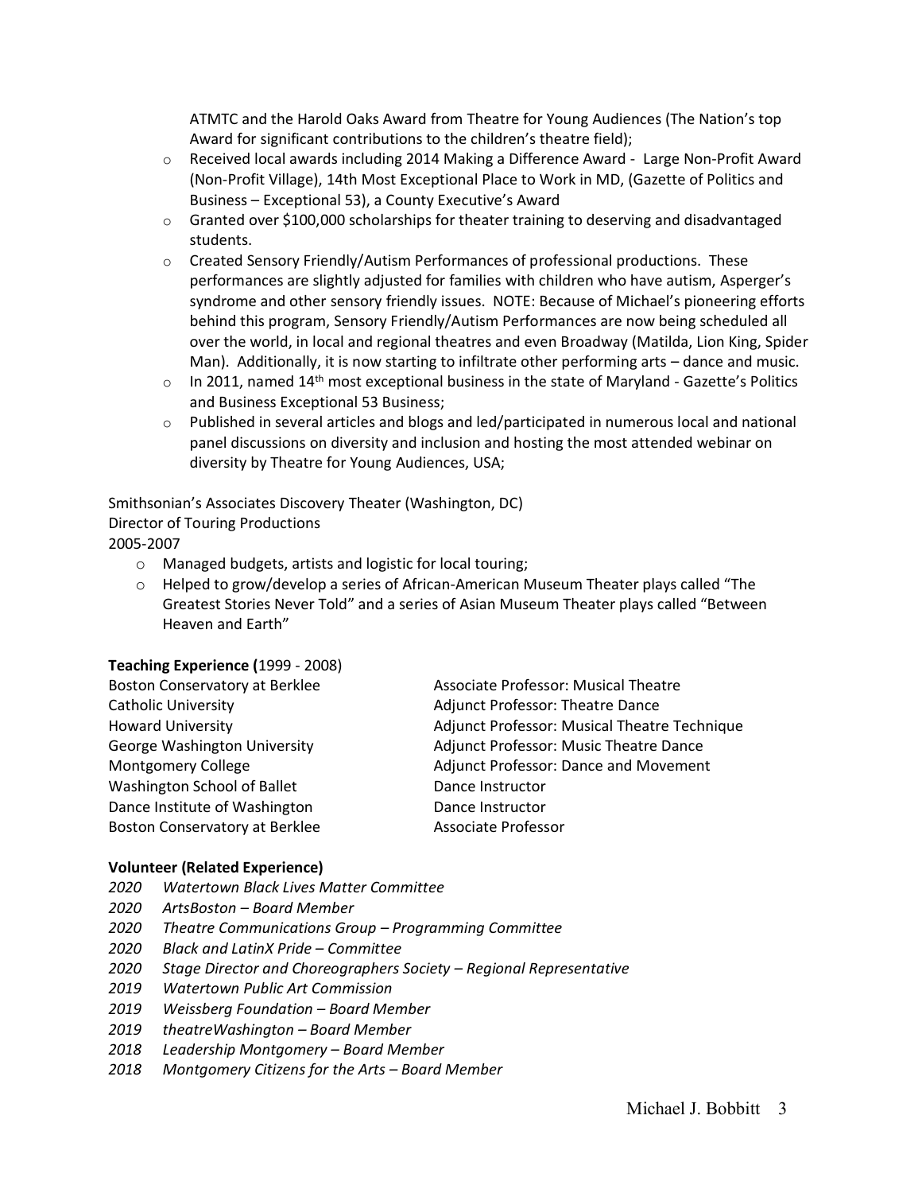ATMTC and the Harold Oaks Award from Theatre for Young Audiences (The Nation's top Award for significant contributions to the children's theatre field);

- Received local awards including 2014 Making a Difference Award - Large Non-Profit Award (Non-Profit Village), 14th Most Exceptional Place to Work in MD, (Gazette of Politics and Business – Exceptional 53), a County Executive's Award
- Granted over $100,000 scholarships for theater training to deserving and disadvantaged students.
- Created Sensory Friendly/Autism Performances of professional productions. These performances are slightly adjusted for families with children who have autism, Asperger's syndrome and other sensory friendly issues. NOTE: Because of Michael's pioneering efforts behind this program, Sensory Friendly/Autism Performances are now being scheduled all over the world, in local and regional theatres and even Broadway (Matilda, Lion King, Spider Man). Additionally, it is now starting to infiltrate other performing arts – dance and music.
- In 2011, named 14th most exceptional business in the state of Maryland - Gazette's Politics and Business Exceptional 53 Business;
- Published in several articles and blogs and led/participated in numerous local and national panel discussions on diversity and inclusion and hosting the most attended webinar on diversity by Theatre for Young Audiences, USA;

Smithsonian's Associates Discovery Theater (Washington, DC)
Director of Touring Productions
2005-2007

- Managed budgets, artists and logistic for local touring;
- Helped to grow/develop a series of African-American Museum Theater plays called "The Greatest Stories Never Told" and a series of Asian Museum Theater plays called "Between Heaven and Earth"

**Teaching Experience (**1999 - 2008)

| | |
|---|---|
| Boston Conservatory at Berklee | Associate Professor: Musical Theatre |
| Catholic University | Adjunct Professor: Theatre Dance |
| Howard University | Adjunct Professor: Musical Theatre Technique |
| George Washington University | Adjunct Professor: Music Theatre Dance |
| Montgomery College | Adjunct Professor: Dance and Movement |
| Washington School of Ballet | Dance Instructor |
| Dance Institute of Washington | Dance Instructor |
| Boston Conservatory at Berklee | Associate Professor |

**Volunteer (Related Experience)**

*2020 Watertown Black Lives Matter Committee*
*2020 ArtsBoston – Board Member*
*2020 Theatre Communications Group – Programming Committee*
*2020 Black and LatinX Pride – Committee*
*2020 Stage Director and Choreographers Society – Regional Representative*
*2019 Watertown Public Art Commission*
*2019 Weissberg Foundation – Board Member*
*2019 theatreWashington – Board Member*
*2018 Leadership Montgomery – Board Member*
*2018 Montgomery Citizens for the Arts – Board Member*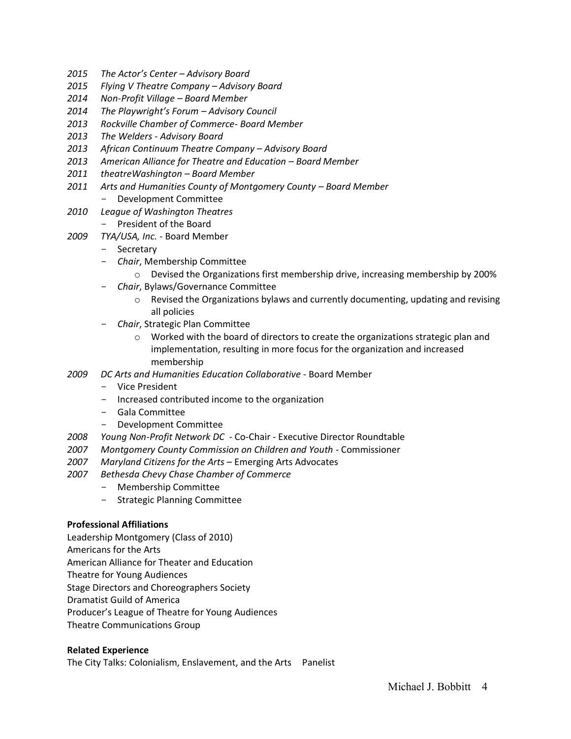*2015 The Actor's Center – Advisory Board*
*2015 Flying V Theatre Company – Advisory Board*
*2014 Non-Profit Village – Board Member*
*2014 The Playwright's Forum – Advisory Council*
*2013 Rockville Chamber of Commerce- Board Member*
*2013 The Welders - Advisory Board*
*2013 African Continuum Theatre Company – Advisory Board*
*2013 American Alliance for Theatre and Education – Board Member*
*2011 theatreWashington – Board Member*
*2011 Arts and Humanities County of Montgomery County – Board Member*
- Development Committee

*2010 League of Washington Theatres*
- President of the Board

*2009 TYA/USA, Inc.* - Board Member
- Secretary
- *Chair*, Membership Committee
  - Devised the Organizations first membership drive, increasing membership by 200%
- *Chair*, Bylaws/Governance Committee
  - Revised the Organizations bylaws and currently documenting, updating and revising all policies
- *Chair*, Strategic Plan Committee
  - Worked with the board of directors to create the organizations strategic plan and implementation, resulting in more focus for the organization and increased membership

*2009 DC Arts and Humanities Education Collaborative* - Board Member
- Vice President
- Increased contributed income to the organization
- Gala Committee
- Development Committee

*2008 Young Non-Profit Network DC* - Co-Chair - Executive Director Roundtable
*2007 Montgomery County Commission on Children and Youth* - Commissioner
*2007 Maryland Citizens for the Arts* – Emerging Arts Advocates
*2007 Bethesda Chevy Chase Chamber of Commerce*
- Membership Committee
- Strategic Planning Committee

**Professional Affiliations**

Leadership Montgomery (Class of 2010)
Americans for the Arts
American Alliance for Theater and Education
Theatre for Young Audiences
Stage Directors and Choreographers Society
Dramatist Guild of America
Producer's League of Theatre for Young Audiences
Theatre Communications Group

**Related Experience**

The City Talks: Colonialism, Enslavement, and the Arts  Panelist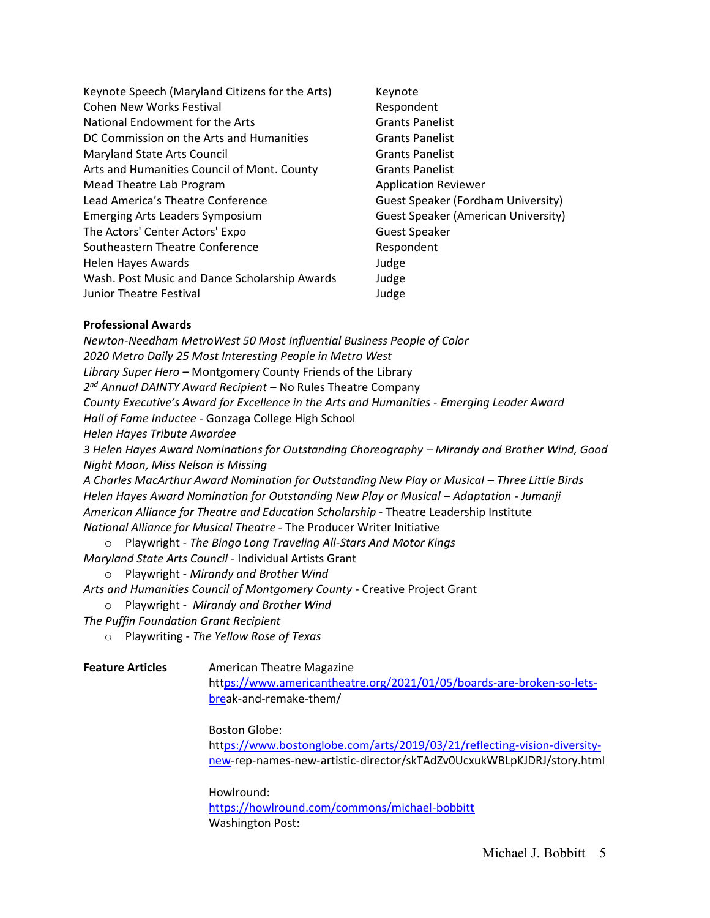| | |
|---|---|
| Keynote Speech (Maryland Citizens for the Arts) | Keynote |
| Cohen New Works Festival | Respondent |
| National Endowment for the Arts | Grants Panelist |
| DC Commission on the Arts and Humanities | Grants Panelist |
| Maryland State Arts Council | Grants Panelist |
| Arts and Humanities Council of Mont. County | Grants Panelist |
| Mead Theatre Lab Program | Application Reviewer |
| Lead America's Theatre Conference | Guest Speaker (Fordham University) |
| Emerging Arts Leaders Symposium | Guest Speaker (American University) |
| The Actors' Center Actors' Expo | Guest Speaker |
| Southeastern Theatre Conference | Respondent |
| Helen Hayes Awards | Judge |
| Wash. Post Music and Dance Scholarship Awards | Judge |
| Junior Theatre Festival | Judge |

**Professional Awards**

*Newton-Needham MetroWest 50 Most Influential Business People of Color*
*2020 Metro Daily 25 Most Interesting People in Metro West*
*Library Super Hero* – Montgomery County Friends of the Library
*2nd Annual DAINTY Award Recipient* – No Rules Theatre Company
*County Executive's Award for Excellence in the Arts and Humanities - Emerging Leader Award*
*Hall of Fame Inductee* - Gonzaga College High School
*Helen Hayes Tribute Awardee*
*3 Helen Hayes Award Nominations for Outstanding Choreography – Mirandy and Brother Wind, Good Night Moon, Miss Nelson is Missing*
*A Charles MacArthur Award Nomination for Outstanding New Play or Musical – Three Little Birds*
*Helen Hayes Award Nomination for Outstanding New Play or Musical – Adaptation - Jumanji*
*American Alliance for Theatre and Education Scholarship* - Theatre Leadership Institute
*National Alliance for Musical Theatre* - The Producer Writer Initiative

- Playwright - *The Bingo Long Traveling All-Stars And Motor Kings*

*Maryland State Arts Council* - Individual Artists Grant

- Playwright - *Mirandy and Brother Wind*

*Arts and Humanities Council of Montgomery County* - Creative Project Grant

- Playwright - *Mirandy and Brother Wind*

*The Puffin Foundation Grant Recipient*

- Playwriting - *The Yellow Rose of Texas*

**Feature Articles**

American Theatre Magazine
https://www.americantheatre.org/2021/01/05/boards-are-broken-so-lets-break-and-remake-them/

Boston Globe:
https://www.bostonglobe.com/arts/2019/03/21/reflecting-vision-diversity-new-rep-names-new-artistic-director/skTAdZv0UcxukWBLpKJDRJ/story.html

Howlround:
https://howlround.com/commons/michael-bobbitt
Washington Post: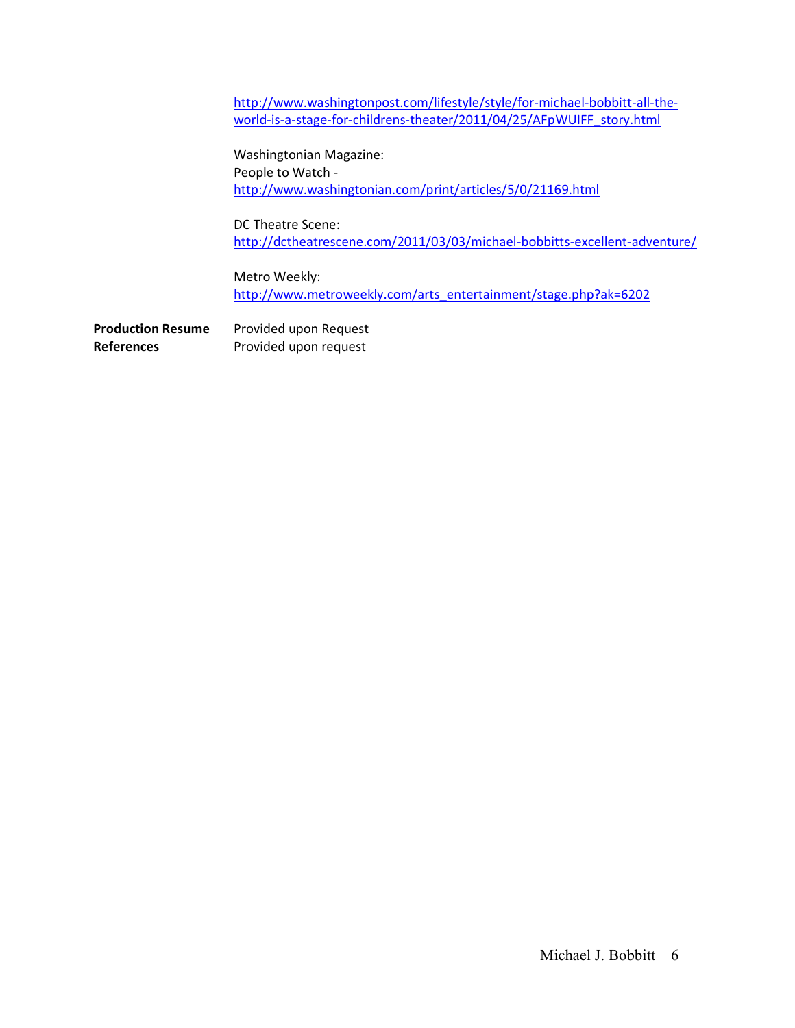http://www.washingtonpost.com/lifestyle/style/for-michael-bobbitt-all-the-world-is-a-stage-for-childrens-theater/2011/04/25/AFpWUIFF_story.html

Washingtonian Magazine:
People to Watch -
http://www.washingtonian.com/print/articles/5/0/21169.html

DC Theatre Scene:
http://dctheatrescene.com/2011/03/03/michael-bobbitts-excellent-adventure/

Metro Weekly:
http://www.metroweekly.com/arts_entertainment/stage.php?ak=6202

**Production Resume** Provided upon Request
**References** Provided upon request